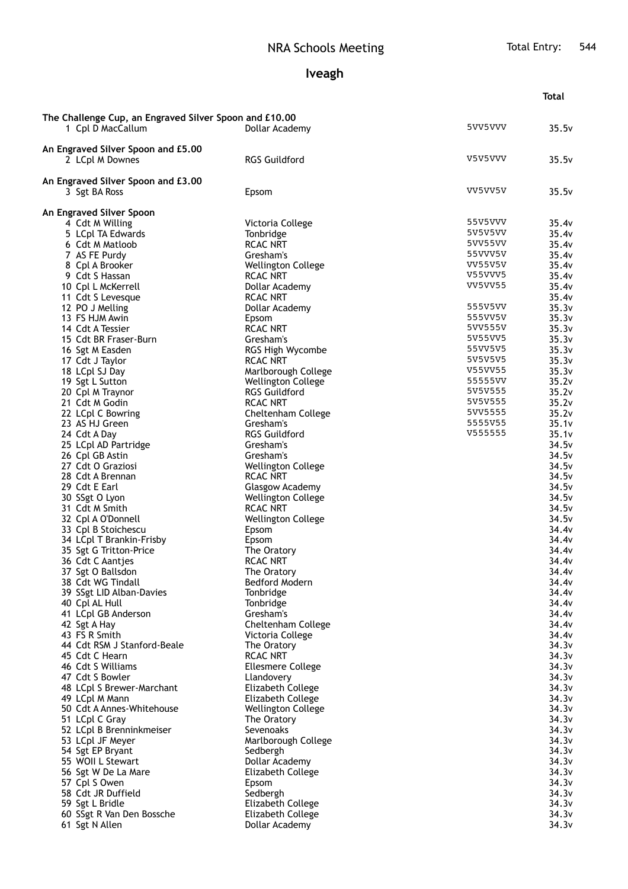# NRA Schools Meeting

Total Entry: 544

## Iveagh

| Pos | Name | School | Scores | Total |
|---|---|---|---|---|
| **The Challenge Cup, an Engraved Silver Spoon and £10.00** | | | | |
| 1 | Cpl D MacCallum | Dollar Academy | 5VV5VVV | 35.5v |
| **An Engraved Silver Spoon and £5.00** | | | | |
| 2 | LCpl M Downes | RGS Guildford | V5V5VVV | 35.5v |
| **An Engraved Silver Spoon and £3.00** | | | | |
| 3 | Sgt BA Ross | Epsom | VV5VV5V | 35.5v |
| **An Engraved Silver Spoon** | | | | |
| 4 | Cdt M Willing | Victoria College | 55V5VVV | 35.4v |
| 5 | LCpl TA Edwards | Tonbridge | 5V5V5VV | 35.4v |
| 6 | Cdt M Matloob | RCAC NRT | 5VV55VV | 35.4v |
| 7 | AS FE Purdy | Gresham's | 55VVV5V | 35.4v |
| 8 | Cpl A Brooker | Wellington College | VV55V5V | 35.4v |
| 9 | Cdt S Hassan | RCAC NRT | V55VVV5 | 35.4v |
| 10 | Cpl L McKerrell | Dollar Academy | VV5VV55 | 35.4v |
| 11 | Cdt S Levesque | RCAC NRT | | 35.4v |
| 12 | PO J Melling | Dollar Academy | 555V5VV | 35.3v |
| 13 | FS HJM Awin | Epsom | 555VV5V | 35.3v |
| 14 | Cdt A Tessier | RCAC NRT | 5VV555V | 35.3v |
| 15 | Cdt BR Fraser-Burn | Gresham's | 5V55VV5 | 35.3v |
| 16 | Sgt M Easden | RGS High Wycombe | 55VV5V5 | 35.3v |
| 17 | Cdt J Taylor | RCAC NRT | 5V5V5V5 | 35.3v |
| 18 | LCpl SJ Day | Marlborough College | V55VV55 | 35.3v |
| 19 | Sgt L Sutton | Wellington College | 55555VV | 35.2v |
| 20 | Cpl M Traynor | RGS Guildford | 5V5V555 | 35.2v |
| 21 | Cdt M Godin | RCAC NRT | 5V5V555 | 35.2v |
| 22 | LCpl C Bowring | Cheltenham College | 5VV5555 | 35.2v |
| 23 | AS HJ Green | Gresham's | 5555V55 | 35.1v |
| 24 | Cdt A Day | RGS Guildford | V555555 | 35.1v |
| 25 | LCpl AD Partridge | Gresham's | | 34.5v |
| 26 | Cpl GB Astin | Gresham's | | 34.5v |
| 27 | Cdt O Graziosi | Wellington College | | 34.5v |
| 28 | Cdt A Brennan | RCAC NRT | | 34.5v |
| 29 | Cdt E Earl | Glasgow Academy | | 34.5v |
| 30 | SSgt O Lyon | Wellington College | | 34.5v |
| 31 | Cdt M Smith | RCAC NRT | | 34.5v |
| 32 | Cpl A O'Donnell | Wellington College | | 34.5v |
| 33 | Cpl B Stoichescu | Epsom | | 34.4v |
| 34 | LCpl T Brankin-Frisby | Epsom | | 34.4v |
| 35 | Sgt G Tritton-Price | The Oratory | | 34.4v |
| 36 | Cdt C Aantjes | RCAC NRT | | 34.4v |
| 37 | Sgt O Ballsdon | The Oratory | | 34.4v |
| 38 | Cdt WG Tindall | Bedford Modern | | 34.4v |
| 39 | SSgt LID Alban-Davies | Tonbridge | | 34.4v |
| 40 | Cpl AL Hull | Tonbridge | | 34.4v |
| 41 | LCpl GB Anderson | Gresham's | | 34.4v |
| 42 | Sgt A Hay | Cheltenham College | | 34.4v |
| 43 | FS R Smith | Victoria College | | 34.4v |
| 44 | Cdt RSM J Stanford-Beale | The Oratory | | 34.3v |
| 45 | Cdt C Hearn | RCAC NRT | | 34.3v |
| 46 | Cdt S Williams | Ellesmere College | | 34.3v |
| 47 | Cdt S Bowler | Llandovery | | 34.3v |
| 48 | LCpl S Brewer-Marchant | Elizabeth College | | 34.3v |
| 49 | LCpl M Mann | Elizabeth College | | 34.3v |
| 50 | Cdt A Annes-Whitehouse | Wellington College | | 34.3v |
| 51 | LCpl C Gray | The Oratory | | 34.3v |
| 52 | LCpl B Brenninkmeiser | Sevenoaks | | 34.3v |
| 53 | LCpl JF Meyer | Marlborough College | | 34.3v |
| 54 | Sgt EP Bryant | Sedbergh | | 34.3v |
| 55 | WOII L Stewart | Dollar Academy | | 34.3v |
| 56 | Sgt W De La Mare | Elizabeth College | | 34.3v |
| 57 | Cpl S Owen | Epsom | | 34.3v |
| 58 | Cdt JR Duffield | Sedbergh | | 34.3v |
| 59 | Sgt L Bridle | Elizabeth College | | 34.3v |
| 60 | SSgt R Van Den Bossche | Elizabeth College | | 34.3v |
| 61 | Sgt N Allen | Dollar Academy | | 34.3v |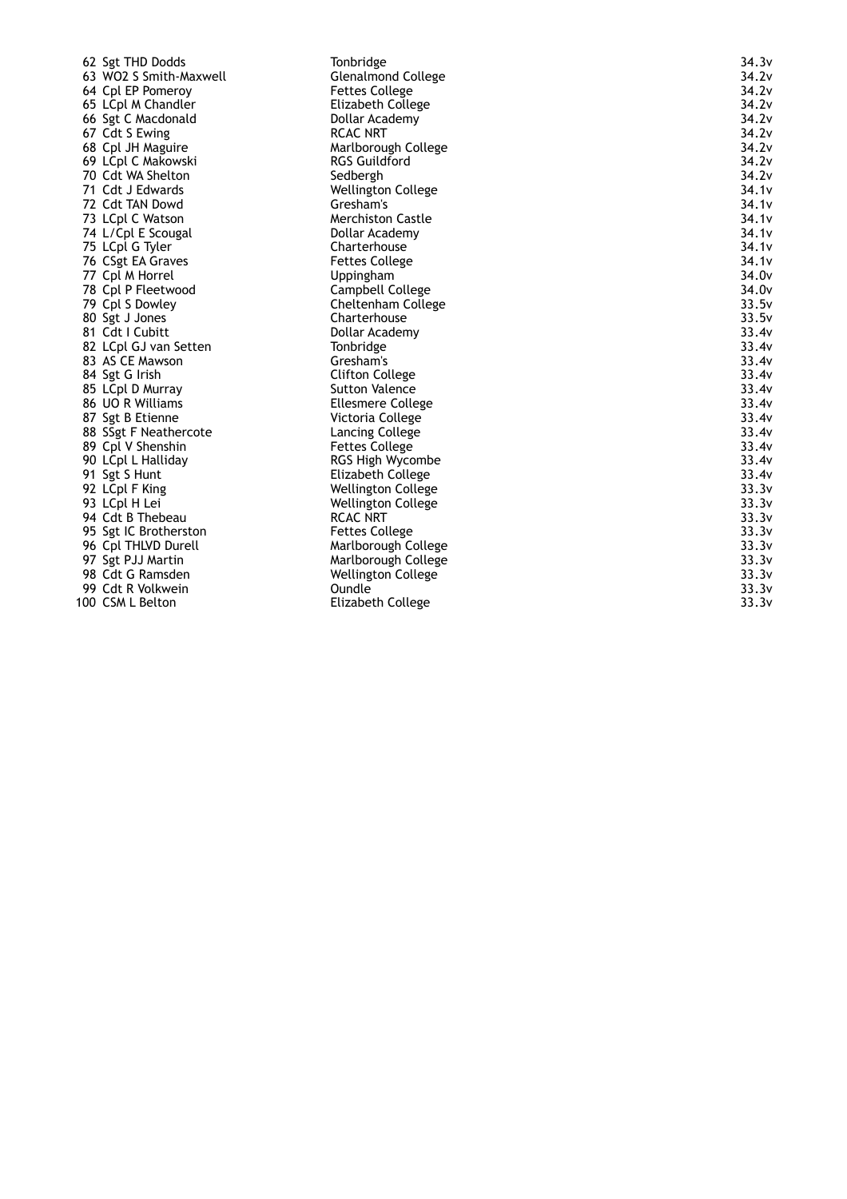| | | | |
|---|---|---|---|
| 62 | Sgt THD Dodds | Tonbridge | 34.3v |
| 63 | WO2 S Smith-Maxwell | Glenalmond College | 34.2v |
| 64 | Cpl EP Pomeroy | Fettes College | 34.2v |
| 65 | LCpl M Chandler | Elizabeth College | 34.2v |
| 66 | Sgt C Macdonald | Dollar Academy | 34.2v |
| 67 | Cdt S Ewing | RCAC NRT | 34.2v |
| 68 | Cpl JH Maguire | Marlborough College | 34.2v |
| 69 | LCpl C Makowski | RGS Guildford | 34.2v |
| 70 | Cdt WA Shelton | Sedbergh | 34.2v |
| 71 | Cdt J Edwards | Wellington College | 34.1v |
| 72 | Cdt TAN Dowd | Gresham's | 34.1v |
| 73 | LCpl C Watson | Merchiston Castle | 34.1v |
| 74 | L/Cpl E Scougal | Dollar Academy | 34.1v |
| 75 | LCpl G Tyler | Charterhouse | 34.1v |
| 76 | CSgt EA Graves | Fettes College | 34.1v |
| 77 | Cpl M Horrel | Uppingham | 34.0v |
| 78 | Cpl P Fleetwood | Campbell College | 34.0v |
| 79 | Cpl S Dowley | Cheltenham College | 33.5v |
| 80 | Sgt J Jones | Charterhouse | 33.5v |
| 81 | Cdt I Cubitt | Dollar Academy | 33.4v |
| 82 | LCpl GJ van Setten | Tonbridge | 33.4v |
| 83 | AS CE Mawson | Gresham's | 33.4v |
| 84 | Sgt G Irish | Clifton College | 33.4v |
| 85 | LCpl D Murray | Sutton Valence | 33.4v |
| 86 | UO R Williams | Ellesmere College | 33.4v |
| 87 | Sgt B Etienne | Victoria College | 33.4v |
| 88 | SSgt F Neathercote | Lancing College | 33.4v |
| 89 | Cpl V Shenshin | Fettes College | 33.4v |
| 90 | LCpl L Halliday | RGS High Wycombe | 33.4v |
| 91 | Sgt S Hunt | Elizabeth College | 33.4v |
| 92 | LCpl F King | Wellington College | 33.3v |
| 93 | LCpl H Lei | Wellington College | 33.3v |
| 94 | Cdt B Thebeau | RCAC NRT | 33.3v |
| 95 | Sgt IC Brotherston | Fettes College | 33.3v |
| 96 | Cpl THLVD Durell | Marlborough College | 33.3v |
| 97 | Sgt PJJ Martin | Marlborough College | 33.3v |
| 98 | Cdt G Ramsden | Wellington College | 33.3v |
| 99 | Cdt R Volkwein | Oundle | 33.3v |
| 100 | CSM L Belton | Elizabeth College | 33.3v |